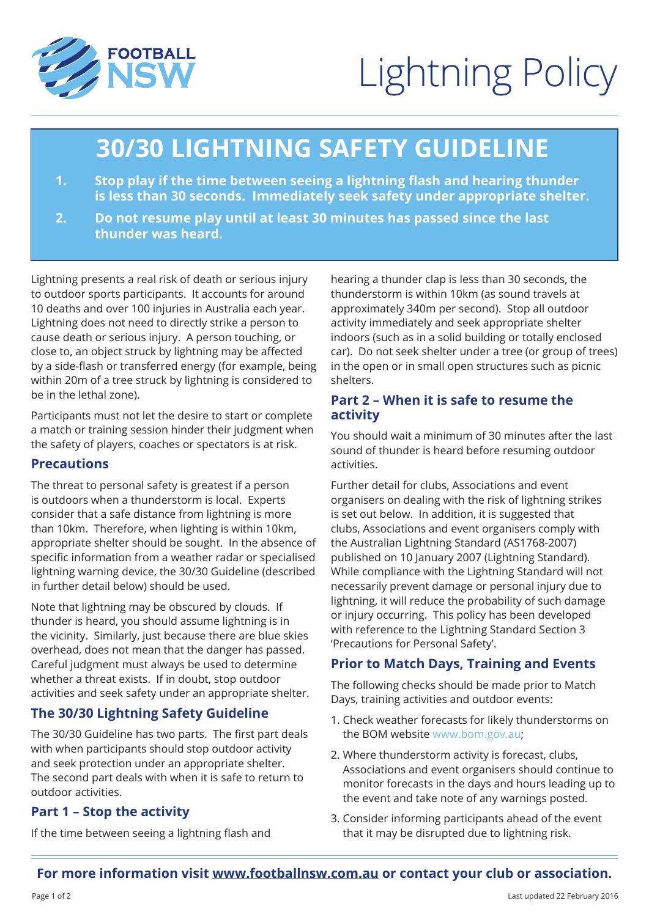# Lightning Policy

## 30/30 LIGHTNING SAFETY GUIDELINE

1. **Stop play if the time between seeing a lightning flash and hearing thunder is less than 30 seconds. Immediately seek safety under appropriate shelter.**
2. **Do not resume play until at least 30 minutes has passed since the last thunder was heard.**

Lightning presents a real risk of death or serious injury to outdoor sports participants. It accounts for around 10 deaths and over 100 injuries in Australia each year. Lightning does not need to directly strike a person to cause death or serious injury. A person touching, or close to, an object struck by lightning may be affected by a side-flash or transferred energy (for example, being within 20m of a tree struck by lightning is considered to be in the lethal zone).

Participants must not let the desire to start or complete a match or training session hinder their judgment when the safety of players, coaches or spectators is at risk.

### Precautions

The threat to personal safety is greatest if a person is outdoors when a thunderstorm is local. Experts consider that a safe distance from lightning is more than 10km. Therefore, when lighting is within 10km, appropriate shelter should be sought. In the absence of specific information from a weather radar or specialised lightning warning device, the 30/30 Guideline (described in further detail below) should be used.

Note that lightning may be obscured by clouds. If thunder is heard, you should assume lightning is in the vicinity. Similarly, just because there are blue skies overhead, does not mean that the danger has passed. Careful judgment must always be used to determine whether a threat exists. If in doubt, stop outdoor activities and seek safety under an appropriate shelter.

### The 30/30 Lightning Safety Guideline

The 30/30 Guideline has two parts. The first part deals with when participants should stop outdoor activity and seek protection under an appropriate shelter. The second part deals with when it is safe to return to outdoor activities.

### Part 1 – Stop the activity

If the time between seeing a lightning flash and hearing a thunder clap is less than 30 seconds, the thunderstorm is within 10km (as sound travels at approximately 340m per second). Stop all outdoor activity immediately and seek appropriate shelter indoors (such as in a solid building or totally enclosed car). Do not seek shelter under a tree (or group of trees) in the open or in small open structures such as picnic shelters.

### Part 2 – When it is safe to resume the activity

You should wait a minimum of 30 minutes after the last sound of thunder is heard before resuming outdoor activities.

Further detail for clubs, Associations and event organisers on dealing with the risk of lightning strikes is set out below. In addition, it is suggested that clubs, Associations and event organisers comply with the Australian Lightning Standard (AS1768-2007) published on 10 January 2007 (Lightning Standard). While compliance with the Lightning Standard will not necessarily prevent damage or personal injury due to lightning, it will reduce the probability of such damage or injury occurring. This policy has been developed with reference to the Lightning Standard Section 3 'Precautions for Personal Safety'.

### Prior to Match Days, Training and Events

The following checks should be made prior to Match Days, training activities and outdoor events:

1. Check weather forecasts for likely thunderstorms on the BOM website www.bom.gov.au;
2. Where thunderstorm activity is forecast, clubs, Associations and event organisers should continue to monitor forecasts in the days and hours leading up to the event and take note of any warnings posted.
3. Consider informing participants ahead of the event that it may be disrupted due to lightning risk.

**For more information visit www.footballnsw.com.au or contact your club or association.**

Last updated 22 February 2016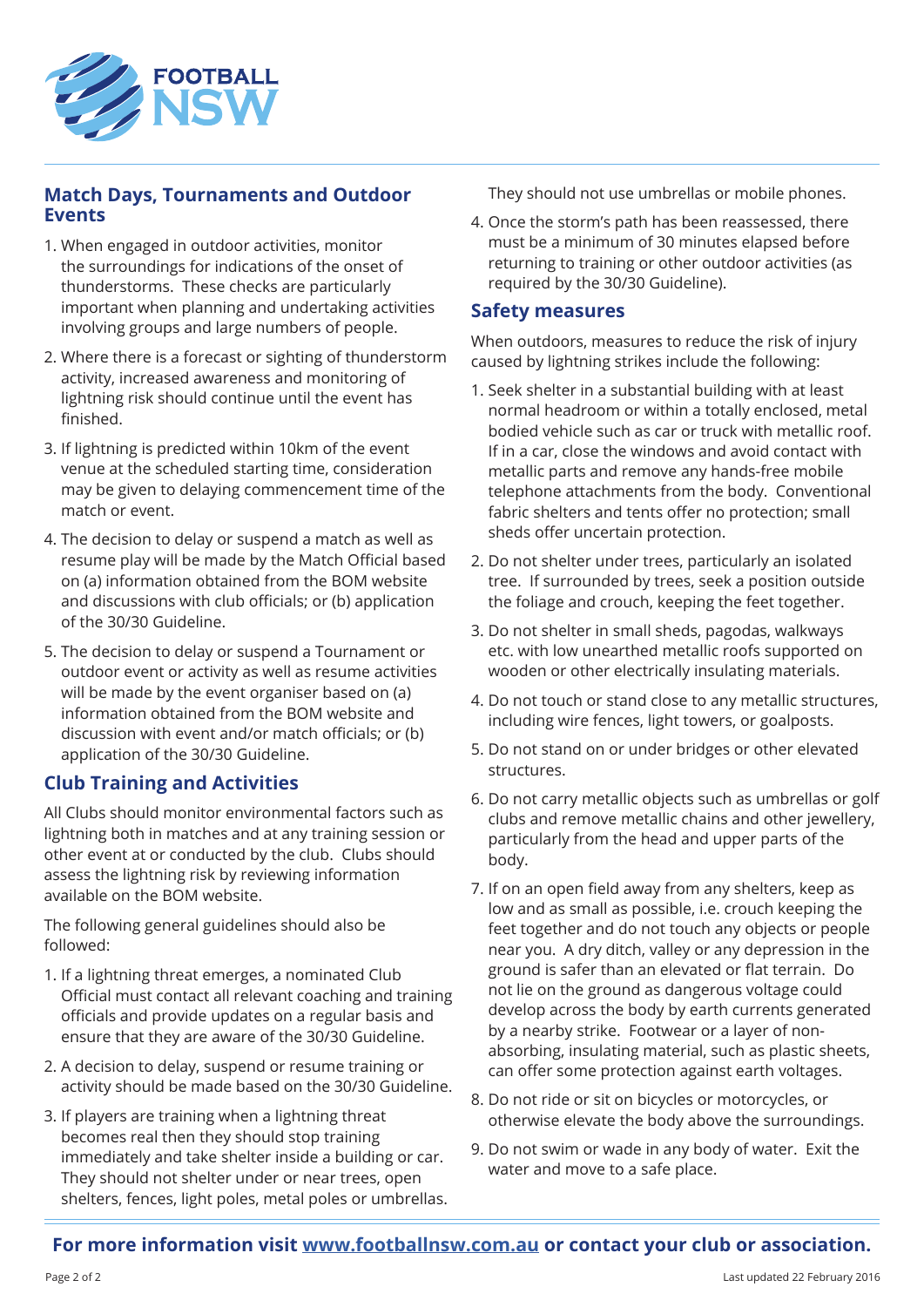## Match Days, Tournaments and Outdoor Events

1. When engaged in outdoor activities, monitor the surroundings for indications of the onset of thunderstorms. These checks are particularly important when planning and undertaking activities involving groups and large numbers of people.
2. Where there is a forecast or sighting of thunderstorm activity, increased awareness and monitoring of lightning risk should continue until the event has finished.
3. If lightning is predicted within 10km of the event venue at the scheduled starting time, consideration may be given to delaying commencement time of the match or event.
4. The decision to delay or suspend a match as well as resume play will be made by the Match Official based on (a) information obtained from the BOM website and discussions with club officials; or (b) application of the 30/30 Guideline.
5. The decision to delay or suspend a Tournament or outdoor event or activity as well as resume activities will be made by the event organiser based on (a) information obtained from the BOM website and discussion with event and/or match officials; or (b) application of the 30/30 Guideline.

## Club Training and Activities

All Clubs should monitor environmental factors such as lightning both in matches and at any training session or other event at or conducted by the club. Clubs should assess the lightning risk by reviewing information available on the BOM website.

The following general guidelines should also be followed:

1. If a lightning threat emerges, a nominated Club Official must contact all relevant coaching and training officials and provide updates on a regular basis and ensure that they are aware of the 30/30 Guideline.
2. A decision to delay, suspend or resume training or activity should be made based on the 30/30 Guideline.
3. If players are training when a lightning threat becomes real then they should stop training immediately and take shelter inside a building or car. They should not shelter under or near trees, open shelters, fences, light poles, metal poles or umbrellas. They should not use umbrellas or mobile phones.
4. Once the storm's path has been reassessed, there must be a minimum of 30 minutes elapsed before returning to training or other outdoor activities (as required by the 30/30 Guideline).

## Safety measures

When outdoors, measures to reduce the risk of injury caused by lightning strikes include the following:

1. Seek shelter in a substantial building with at least normal headroom or within a totally enclosed, metal bodied vehicle such as car or truck with metallic roof. If in a car, close the windows and avoid contact with metallic parts and remove any hands-free mobile telephone attachments from the body. Conventional fabric shelters and tents offer no protection; small sheds offer uncertain protection.
2. Do not shelter under trees, particularly an isolated tree. If surrounded by trees, seek a position outside the foliage and crouch, keeping the feet together.
3. Do not shelter in small sheds, pagodas, walkways etc. with low unearthed metallic roofs supported on wooden or other electrically insulating materials.
4. Do not touch or stand close to any metallic structures, including wire fences, light towers, or goalposts.
5. Do not stand on or under bridges or other elevated structures.
6. Do not carry metallic objects such as umbrellas or golf clubs and remove metallic chains and other jewellery, particularly from the head and upper parts of the body.
7. If on an open field away from any shelters, keep as low and as small as possible, i.e. crouch keeping the feet together and do not touch any objects or people near you. A dry ditch, valley or any depression in the ground is safer than an elevated or flat terrain. Do not lie on the ground as dangerous voltage could develop across the body by earth currents generated by a nearby strike. Footwear or a layer of non-absorbing, insulating material, such as plastic sheets, can offer some protection against earth voltages.
8. Do not ride or sit on bicycles or motorcycles, or otherwise elevate the body above the surroundings.
9. Do not swim or wade in any body of water. Exit the water and move to a safe place.

**For more information visit [www.footballnsw.com.au](http://www.footballnsw.com.au) or contact your club or association.**

Last updated 22 February 2016